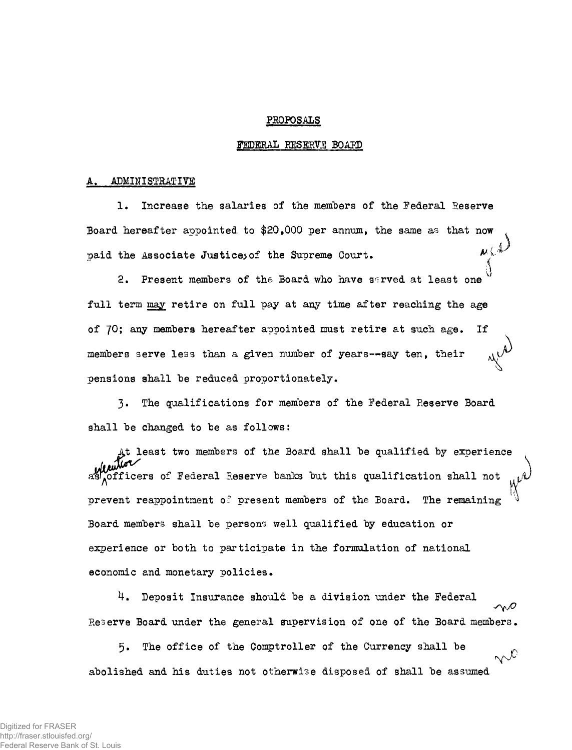PROPOSALS

FEDERAL RESERVE BOARD

A. ADMINISTRATIVE

1. Increase the salaries of the members of the Federal Reserve Board hereafter appointed to $20,000 per annum, the same as that now paid the Associate Justices of the Supreme Court. *yes*

2. Present members of the Board who have served at least one full term may retire on full pay at any time after reaching the age of 70; any members hereafter appointed must retire at such age. If members serve less than a given number of years--say ten, their pensions shall be reduced proportionately. *yes*

3. The qualifications for members of the Federal Reserve Board shall be changed to be as follows:

At least two members of the Board shall be qualified by experience as *executive* officers of Federal Reserve banks but this qualification shall not prevent reappointment of present members of the Board. The remaining Board members shall be persons well qualified by education or experience or both to participate in the formulation of national economic and monetary policies. *yes*

4. Deposit Insurance should be a division under the Federal Reserve Board under the general supervision of one of the Board members. *no*

5. The office of the Comptroller of the Currency shall be abolished and his duties not otherwise disposed of shall be assumed *no*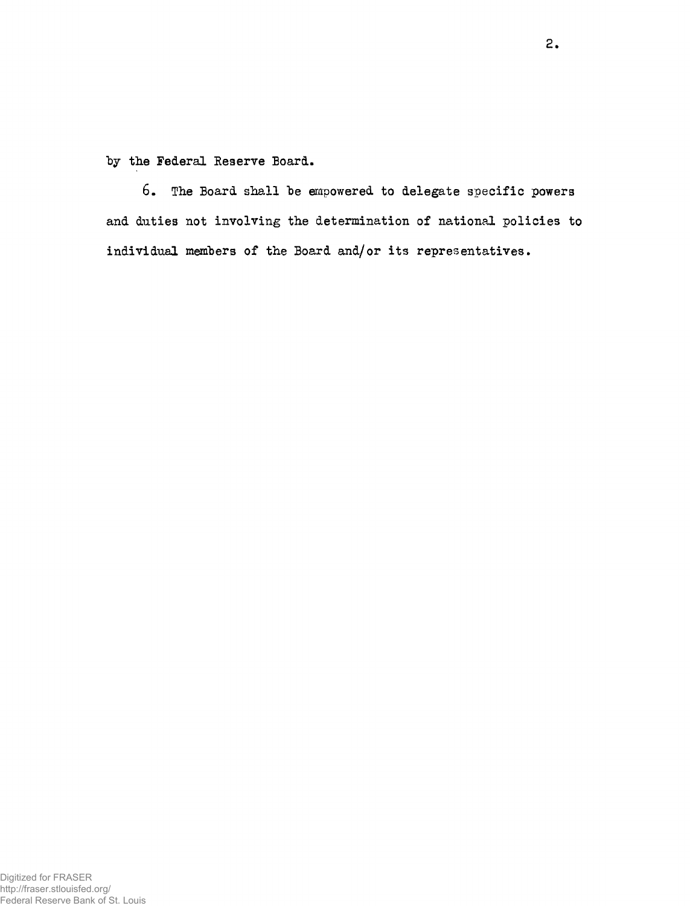by the Federal Reserve Board.

6. The Board shall be empowered to delegate specific powers and duties not involving the determination of national policies to individual members of the Board and/or its representatives.